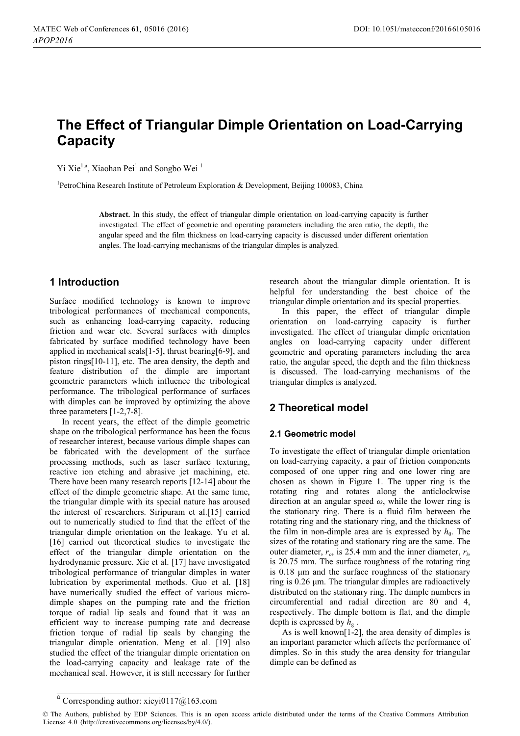# The Effect of Triangular Dimple Orientation on Load-Carrying Capacity

Yi Xie[1,a], Xiaohan Pei[1] and Songbo Wei [1]

[1]PetroChina Research Institute of Petroleum Exploration & Development, Beijing 100083, China

**Abstract.** In this study, the effect of triangular dimple orientation on load-carrying capacity is further investigated. The effect of geometric and operating parameters including the area ratio, the depth, the angular speed and the film thickness on load-carrying capacity is discussed under different orientation angles. The load-carrying mechanisms of the triangular dimples is analyzed.

## 1 Introduction

Surface modified technology is known to improve tribological performances of mechanical components, such as enhancing load-carrying capacity, reducing friction and wear etc. Several surfaces with dimples fabricated by surface modified technology have been applied in mechanical seals[1-5], thrust bearing[6-9], and piston rings[10-11], etc. The area density, the depth and feature distribution of the dimple are important geometric parameters which influence the tribological performance. The tribological performance of surfaces with dimples can be improved by optimizing the above three parameters [1-2,7-8].

In recent years, the effect of the dimple geometric shape on the tribological performance has been the focus of researcher interest, because various dimple shapes can be fabricated with the development of the surface processing methods, such as laser surface texturing, reactive ion etching and abrasive jet machining, etc. There have been many research reports [12-14] about the effect of the dimple geometric shape. At the same time, the triangular dimple with its special nature has aroused the interest of researchers. Siripuram et al.[15] carried out to numerically studied to find that the effect of the triangular dimple orientation on the leakage. Yu et al. [16] carried out theoretical studies to investigate the effect of the triangular dimple orientation on the hydrodynamic pressure. Xie et al. [17] have investigated tribological performance of triangular dimples in water lubrication by experimental methods. Guo et al. [18] have numerically studied the effect of various micro-dimple shapes on the pumping rate and the friction torque of radial lip seals and found that it was an efficient way to increase pumping rate and decrease friction torque of radial lip seals by changing the triangular dimple orientation. Meng et al. [19] also studied the effect of the triangular dimple orientation on the load-carrying capacity and leakage rate of the mechanical seal. However, it is still necessary for further research about the triangular dimple orientation. It is helpful for understanding the best choice of the triangular dimple orientation and its special properties.

In this paper, the effect of triangular dimple orientation on load-carrying capacity is further investigated. The effect of triangular dimple orientation angles on load-carrying capacity under different geometric and operating parameters including the area ratio, the angular speed, the depth and the film thickness is discussed. The load-carrying mechanisms of the triangular dimples is analyzed.

## 2 Theoretical model

### 2.1 Geometric model

To investigate the effect of triangular dimple orientation on load-carrying capacity, a pair of friction components composed of one upper ring and one lower ring are chosen as shown in Figure 1. The upper ring is the rotating ring and rotates along the anticlockwise direction at an angular speed $\omega$, while the lower ring is the stationary ring. There is a fluid film between the rotating ring and the stationary ring, and the thickness of the film in non-dimple area are is expressed by $h_0$. The sizes of the rotating and stationary ring are the same. The outer diameter, $r_o$, is 25.4 mm and the inner diameter, $r_i$, is 20.75 mm. The surface roughness of the rotating ring is 0.18 μm and the surface roughness of the stationary ring is 0.26 μm. The triangular dimples are radioactively distributed on the stationary ring. The dimple numbers in circumferential and radial direction are 80 and 4, respectively. The dimple bottom is flat, and the dimple depth is expressed by $h_g$.

As is well known[1-2], the area density of dimples is an important parameter which affects the performance of dimples. So in this study the area density for triangular dimple can be defined as

[a] Corresponding author: xieyi0117@163.com

© The Authors, published by EDP Sciences. This is an open access article distributed under the terms of the Creative Commons Attribution License 4.0 (http://creativecommons.org/licenses/by/4.0/).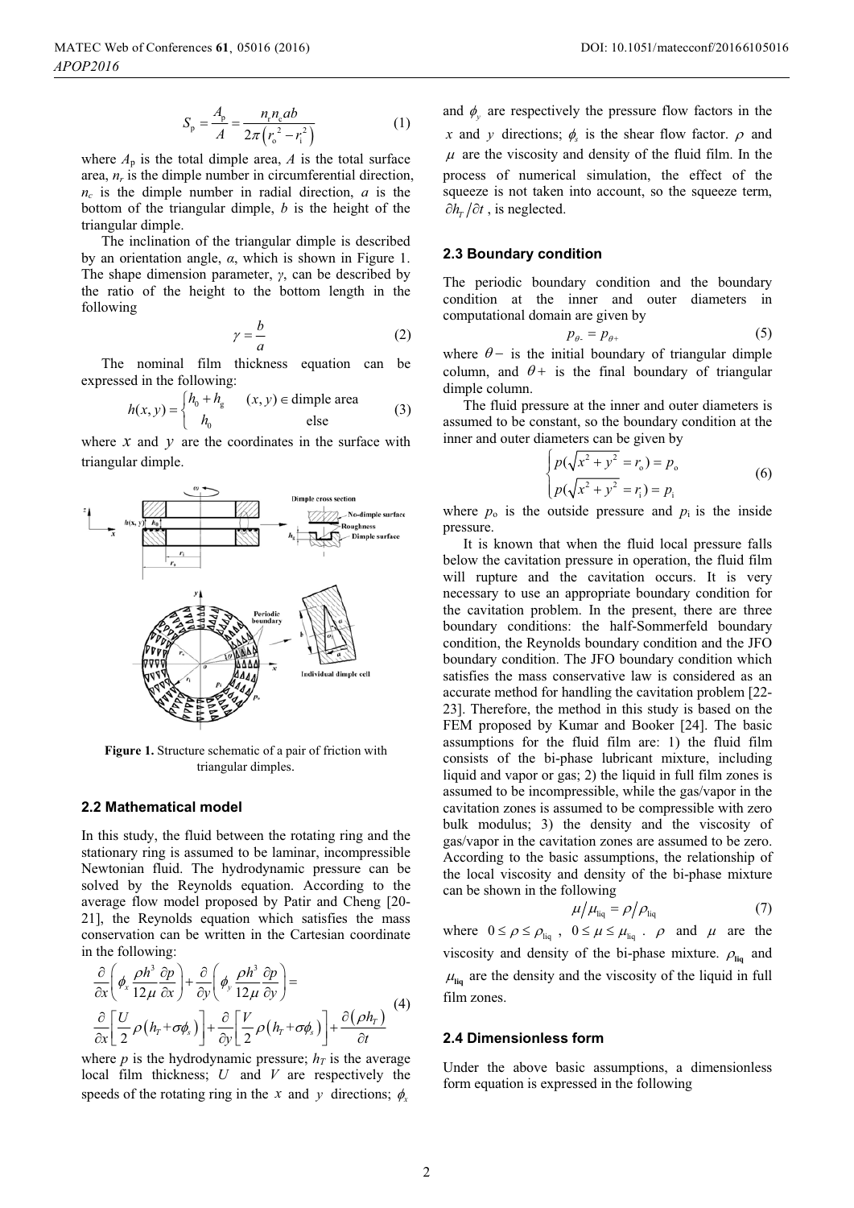$$S_{\mathrm{p}} = \frac{A_{\mathrm{p}}}{A} = \frac{n_{\mathrm{r}} n_{\mathrm{c}} ab}{2\pi \left( r_{\mathrm{o}}^{2} - r_{\mathrm{i}}^{2} \right)} \tag{1}$$

where $A_{\mathrm{p}}$ is the total dimple area, $A$ is the total surface area, $n_r$ is the dimple number in circumferential direction, $n_c$ is the dimple number in radial direction, $a$ is the bottom of the triangular dimple, $b$ is the height of the triangular dimple.

The inclination of the triangular dimple is described by an orientation angle, $\alpha$, which is shown in Figure 1. The shape dimension parameter, $\gamma$, can be described by the ratio of the height to the bottom length in the following

$$\gamma = \frac{b}{a} \tag{2}$$

The nominal film thickness equation can be expressed in the following:

$$h(x,y) = \begin{cases} h_0 + h_{\mathrm{g}} & (x,y) \in \text{dimple area} \\ h_0 & \text{else} \end{cases} \tag{3}$$

where $x$ and $y$ are the coordinates in the surface with triangular dimple.

**Figure 1.** Structure schematic of a pair of friction with triangular dimples.

### 2.2 Mathematical model

In this study, the fluid between the rotating ring and the stationary ring is assumed to be laminar, incompressible Newtonian fluid. The hydrodynamic pressure can be solved by the Reynolds equation. According to the average flow model proposed by Patir and Cheng [20-21], the Reynolds equation which satisfies the mass conservation can be written in the Cartesian coordinate in the following:

$$\frac{\partial}{\partial x}\left( \phi_x \frac{\rho h^3}{12\mu} \frac{\partial p}{\partial x} \right) + \frac{\partial}{\partial y}\left( \phi_y \frac{\rho h^3}{12\mu} \frac{\partial p}{\partial y} \right) = \frac{\partial}{\partial x}\left[ \frac{U}{2} \rho \left( h_T + \sigma \phi_s \right) \right] + \frac{\partial}{\partial y}\left[ \frac{V}{2} \rho \left( h_T + \sigma \phi_s \right) \right] + \frac{\partial \left( \rho h_T \right)}{\partial t} \tag{4}$$

where $p$ is the hydrodynamic pressure; $h_T$ is the average local film thickness; $U$ and $V$ are respectively the speeds of the rotating ring in the $x$ and $y$ directions; $\phi_x$ and $\phi_y$ are respectively the pressure flow factors in the $x$ and $y$ directions; $\phi_s$ is the shear flow factor. $\rho$ and $\mu$ are the viscosity and density of the fluid film. In the process of numerical simulation, the effect of the squeeze is not taken into account, so the squeeze term, $\partial h_T / \partial t$, is neglected.

### 2.3 Boundary condition

The periodic boundary condition and the boundary condition at the inner and outer diameters in computational domain are given by

$$p_{\theta -} = p_{\theta +} \tag{5}$$

where $\theta -$ is the initial boundary of triangular dimple column, and $\theta +$ is the final boundary of triangular dimple column.

The fluid pressure at the inner and outer diameters is assumed to be constant, so the boundary condition at the inner and outer diameters can be given by

$$\begin{cases} p(\sqrt{x^2 + y^2} = r_{\mathrm{o}}) = p_{\mathrm{o}} \\ p(\sqrt{x^2 + y^2} = r_{\mathrm{i}}) = p_{\mathrm{i}} \end{cases} \tag{6}$$

where $p_{\mathrm{o}}$ is the outside pressure and $p_{\mathrm{i}}$ is the inside pressure.

It is known that when the fluid local pressure falls below the cavitation pressure in operation, the fluid film will rupture and the cavitation occurs. It is very necessary to use an appropriate boundary condition for the cavitation problem. In the present, there are three boundary conditions: the half-Sommerfeld boundary condition, the Reynolds boundary condition and the JFO boundary condition. The JFO boundary condition which satisfies the mass conservative law is considered as an accurate method for handling the cavitation problem [22-23]. Therefore, the method in this study is based on the FEM proposed by Kumar and Booker [24]. The basic assumptions for the fluid film are: 1) the fluid film consists of the bi-phase lubricant mixture, including liquid and vapor or gas; 2) the liquid in full film zones is assumed to be incompressible, while the gas/vapor in the cavitation zones is assumed to be compressible with zero bulk modulus; 3) the density and the viscosity of gas/vapor in the cavitation zones are assumed to be zero. According to the basic assumptions, the relationship of the local viscosity and density of the bi-phase mixture can be shown in the following

$$\mu / \mu_{\mathrm{liq}} = \rho / \rho_{\mathrm{liq}} \tag{7}$$

where $0 \le \rho \le \rho_{\mathrm{liq}}$, $0 \le \mu \le \mu_{\mathrm{liq}}$. $\rho$ and $\mu$ are the viscosity and density of the bi-phase mixture. $\rho_{\mathbf{liq}}$ and $\mu_{\mathbf{liq}}$ are the density and the viscosity of the liquid in full film zones.

### 2.4 Dimensionless form

Under the above basic assumptions, a dimensionless form equation is expressed in the following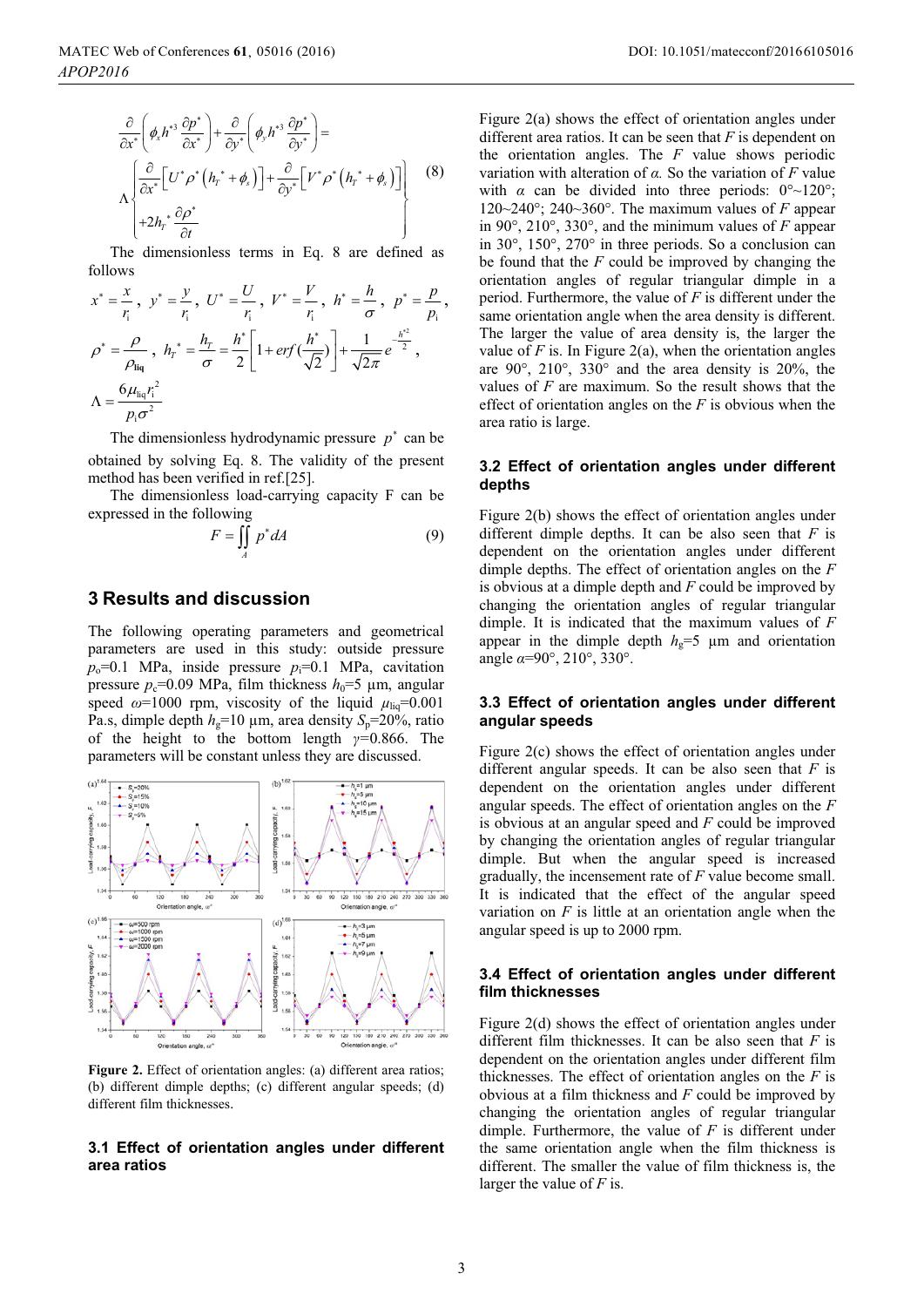$$\frac{\partial}{\partial x^*}\left(\phi_x h^{*3}\frac{\partial p^*}{\partial x^*}\right)+\frac{\partial}{\partial y^*}\left(\phi_y h^{*3}\frac{\partial p^*}{\partial y^*}\right)=\Lambda\left\{\begin{aligned}&\frac{\partial}{\partial x^*}\left[U^*\rho^*\left(h_T^*+\phi_s\right)\right]+\frac{\partial}{\partial y^*}\left[V^*\rho^*\left(h_T^*+\phi_s\right)\right]\\&+2h_T^*\frac{\partial\rho^*}{\partial t}\end{aligned}\right\} \quad (8)$$

The dimensionless terms in Eq. 8 are defined as follows

$$x^*=\frac{x}{r_i},\ y^*=\frac{y}{r_i},\ U^*=\frac{U}{r_i},\ V^*=\frac{V}{r_i},\ h^*=\frac{h}{\sigma},\ p^*=\frac{p}{p_i},$$

$$\rho^*=\frac{\rho}{\rho_{\mathbf{liq}}},\ h_T^*=\frac{h_T}{\sigma}=\frac{h^*}{2}\left[1+erf\left(\frac{h^*}{\sqrt{2}}\right)\right]+\frac{1}{\sqrt{2\pi}}e^{-\frac{h^{*2}}{2}},$$

$$\Lambda=\frac{6\mu_{\mathrm{liq}}r_i^2}{p_i\sigma^2}$$

The dimensionless hydrodynamic pressure $p^*$ can be obtained by solving Eq. 8. The validity of the present method has been verified in ref.[25].

The dimensionless load-carrying capacity F can be expressed in the following

$$F=\iint_A p^* dA \quad (9)$$

## 3 Results and discussion

The following operating parameters and geometrical parameters are used in this study: outside pressure $p_o$=0.1 MPa, inside pressure $p_i$=0.1 MPa, cavitation pressure $p_c$=0.09 MPa, film thickness $h_0$=5 μm, angular speed $\omega$=1000 rpm, viscosity of the liquid $\mu_{liq}$=0.001 Pa.s, dimple depth $h_g$=10 μm, area density $S_p$=20%, ratio of the height to the bottom length $\gamma$=0.866. The parameters will be constant unless they are discussed.

**Figure 2.** Effect of orientation angles: (a) different area ratios; (b) different dimple depths; (c) different angular speeds; (d) different film thicknesses.

### 3.1 Effect of orientation angles under different area ratios

Figure 2(a) shows the effect of orientation angles under different area ratios. It can be seen that $F$ is dependent on the orientation angles. The $F$ value shows periodic variation with alteration of $\alpha$. So the variation of $F$ value with $\alpha$ can be divided into three periods: 0°~120°; 120~240°; 240~360°. The maximum values of $F$ appear in 90°, 210°, 330°, and the minimum values of $F$ appear in 30°, 150°, 270° in three periods. So a conclusion can be found that the $F$ could be improved by changing the orientation angles of regular triangular dimple in a period. Furthermore, the value of $F$ is different under the same orientation angle when the area density is different. The larger the value of area density is, the larger the value of $F$ is. In Figure 2(a), when the orientation angles are 90°, 210°, 330° and the area density is 20%, the values of $F$ are maximum. So the result shows that the effect of orientation angles on the $F$ is obvious when the area ratio is large.

### 3.2 Effect of orientation angles under different depths

Figure 2(b) shows the effect of orientation angles under different dimple depths. It can be also seen that $F$ is dependent on the orientation angles under different dimple depths. The effect of orientation angles on the $F$ is obvious at a dimple depth and $F$ could be improved by changing the orientation angles of regular triangular dimple. It is indicated that the maximum values of $F$ appear in the dimple depth $h_g$=5 μm and orientation angle $\alpha$=90°, 210°, 330°.

### 3.3 Effect of orientation angles under different angular speeds

Figure 2(c) shows the effect of orientation angles under different angular speeds. It can be also seen that $F$ is dependent on the orientation angles under different angular speeds. The effect of orientation angles on the $F$ is obvious at an angular speed and $F$ could be improved by changing the orientation angles of regular triangular dimple. But when the angular speed is increased gradually, the incensement rate of $F$ value become small. It is indicated that the effect of the angular speed variation on $F$ is little at an orientation angle when the angular speed is up to 2000 rpm.

### 3.4 Effect of orientation angles under different film thicknesses

Figure 2(d) shows the effect of orientation angles under different film thicknesses. It can be also seen that $F$ is dependent on the orientation angles under different film thicknesses. The effect of orientation angles on the $F$ is obvious at a film thickness and $F$ could be improved by changing the orientation angles of regular triangular dimple. Furthermore, the value of $F$ is different under the same orientation angle when the film thickness is different. The smaller the value of film thickness is, the larger the value of $F$ is.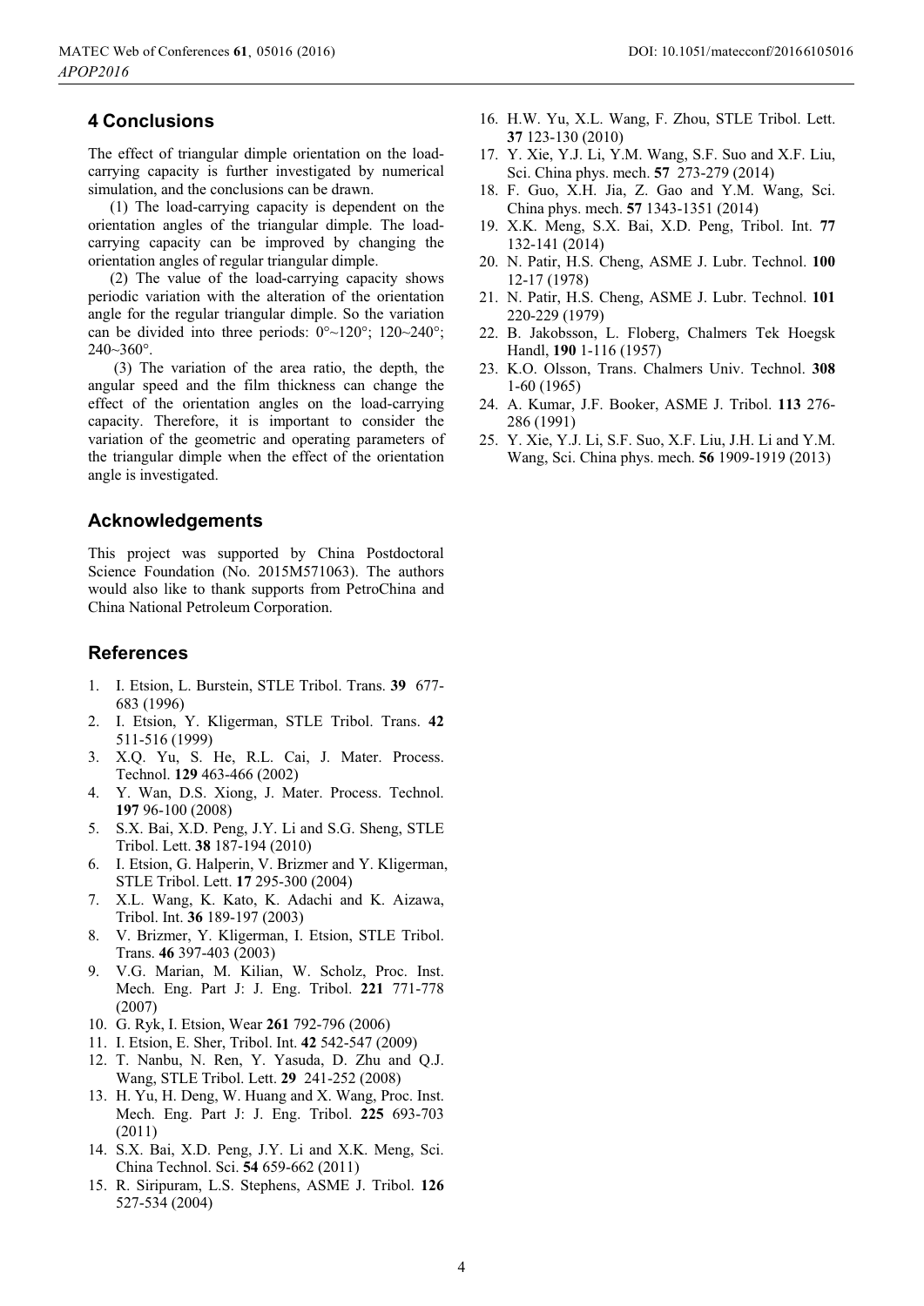## 4 Conclusions

The effect of triangular dimple orientation on the load-carrying capacity is further investigated by numerical simulation, and the conclusions can be drawn.

(1) The load-carrying capacity is dependent on the orientation angles of the triangular dimple. The load-carrying capacity can be improved by changing the orientation angles of regular triangular dimple.

(2) The value of the load-carrying capacity shows periodic variation with the alteration of the orientation angle for the regular triangular dimple. So the variation can be divided into three periods: 0°~120°; 120~240°; 240~360°.

(3) The variation of the area ratio, the depth, the angular speed and the film thickness can change the effect of the orientation angles on the load-carrying capacity. Therefore, it is important to consider the variation of the geometric and operating parameters of the triangular dimple when the effect of the orientation angle is investigated.

## Acknowledgements

This project was supported by China Postdoctoral Science Foundation (No. 2015M571063). The authors would also like to thank supports from PetroChina and China National Petroleum Corporation.

## References

1. I. Etsion, L. Burstein, STLE Tribol. Trans. **39** 677-683 (1996)
2. I. Etsion, Y. Kligerman, STLE Tribol. Trans. **42** 511-516 (1999)
3. X.Q. Yu, S. He, R.L. Cai, J. Mater. Process. Technol. **129** 463-466 (2002)
4. Y. Wan, D.S. Xiong, J. Mater. Process. Technol. **197** 96-100 (2008)
5. S.X. Bai, X.D. Peng, J.Y. Li and S.G. Sheng, STLE Tribol. Lett. **38** 187-194 (2010)
6. I. Etsion, G. Halperin, V. Brizmer and Y. Kligerman, STLE Tribol. Lett. **17** 295-300 (2004)
7. X.L. Wang, K. Kato, K. Adachi and K. Aizawa, Tribol. Int. **36** 189-197 (2003)
8. V. Brizmer, Y. Kligerman, I. Etsion, STLE Tribol. Trans. **46** 397-403 (2003)
9. V.G. Marian, M. Kilian, W. Scholz, Proc. Inst. Mech. Eng. Part J: J. Eng. Tribol. **221** 771-778 (2007)
10. G. Ryk, I. Etsion, Wear **261** 792-796 (2006)
11. I. Etsion, E. Sher, Tribol. Int. **42** 542-547 (2009)
12. T. Nanbu, N. Ren, Y. Yasuda, D. Zhu and Q.J. Wang, STLE Tribol. Lett. **29** 241-252 (2008)
13. H. Yu, H. Deng, W. Huang and X. Wang, Proc. Inst. Mech. Eng. Part J: J. Eng. Tribol. **225** 693-703 (2011)
14. S.X. Bai, X.D. Peng, J.Y. Li and X.K. Meng, Sci. China Technol. Sci. **54** 659-662 (2011)
15. R. Siripuram, L.S. Stephens, ASME J. Tribol. **126** 527-534 (2004)
16. H.W. Yu, X.L. Wang, F. Zhou, STLE Tribol. Lett. **37** 123-130 (2010)
17. Y. Xie, Y.J. Li, Y.M. Wang, S.F. Suo and X.F. Liu, Sci. China phys. mech. **57** 273-279 (2014)
18. F. Guo, X.H. Jia, Z. Gao and Y.M. Wang, Sci. China phys. mech. **57** 1343-1351 (2014)
19. X.K. Meng, S.X. Bai, X.D. Peng, Tribol. Int. **77** 132-141 (2014)
20. N. Patir, H.S. Cheng, ASME J. Lubr. Technol. **100** 12-17 (1978)
21. N. Patir, H.S. Cheng, ASME J. Lubr. Technol. **101** 220-229 (1979)
22. B. Jakobsson, L. Floberg, Chalmers Tek Hoegsk Handl, **190** 1-116 (1957)
23. K.O. Olsson, Trans. Chalmers Univ. Technol. **308** 1-60 (1965)
24. A. Kumar, J.F. Booker, ASME J. Tribol. **113** 276-286 (1991)
25. Y. Xie, Y.J. Li, S.F. Suo, X.F. Liu, J.H. Li and Y.M. Wang, Sci. China phys. mech. **56** 1909-1919 (2013)